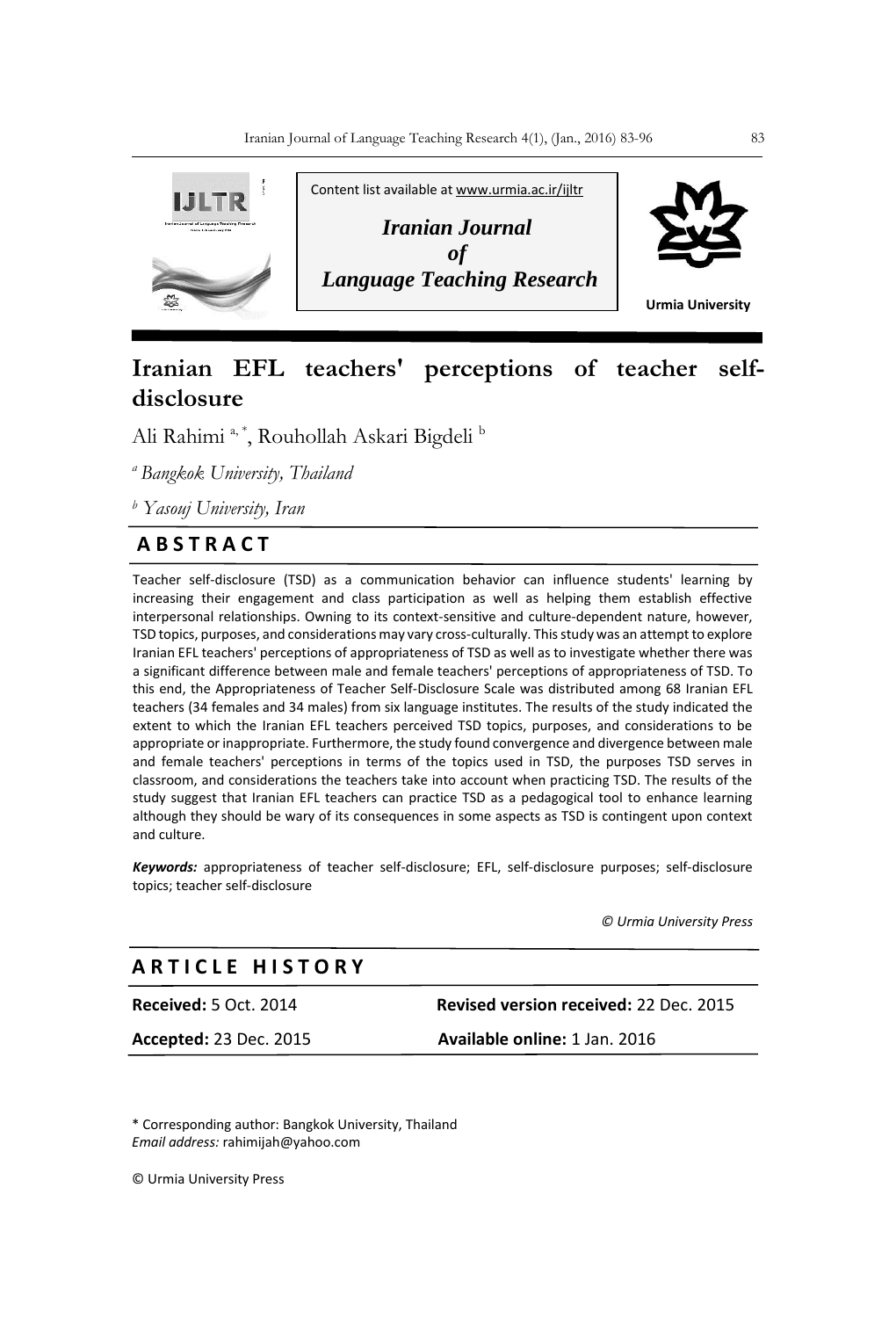Content list available at www.urmia.ac.ir/ijltr

*Iranian Journal of Language Teaching Research*

Urmia University

# Iranian EFL teachers' perceptions of teacher self-disclosure

Ali Rahimi [a, *], Rouhollah Askari Bigdeli [b]

[a] *Bangkok University, Thailand*

[b] *Yasouj University, Iran*

## ABSTRACT

Teacher self-disclosure (TSD) as a communication behavior can influence students' learning by increasing their engagement and class participation as well as helping them establish effective interpersonal relationships. Owning to its context-sensitive and culture-dependent nature, however, TSD topics, purposes, and considerations may vary cross-culturally. This study was an attempt to explore Iranian EFL teachers' perceptions of appropriateness of TSD as well as to investigate whether there was a significant difference between male and female teachers' perceptions of appropriateness of TSD. To this end, the Appropriateness of Teacher Self-Disclosure Scale was distributed among 68 Iranian EFL teachers (34 females and 34 males) from six language institutes. The results of the study indicated the extent to which the Iranian EFL teachers perceived TSD topics, purposes, and considerations to be appropriate or inappropriate. Furthermore, the study found convergence and divergence between male and female teachers' perceptions in terms of the topics used in TSD, the purposes TSD serves in classroom, and considerations the teachers take into account when practicing TSD. The results of the study suggest that Iranian EFL teachers can practice TSD as a pedagogical tool to enhance learning although they should be wary of its consequences in some aspects as TSD is contingent upon context and culture.

***Keywords:*** appropriateness of teacher self-disclosure; EFL, self-disclosure purposes; self-disclosure topics; teacher self-disclosure

*© Urmia University Press*

## ARTICLE HISTORY

**Received:** 5 Oct. 2014 **Revised version received:** 22 Dec. 2015

**Accepted:** 23 Dec. 2015 **Available online:** 1 Jan. 2016

\* Corresponding author: Bangkok University, Thailand
*Email address:* rahimijah@yahoo.com

© Urmia University Press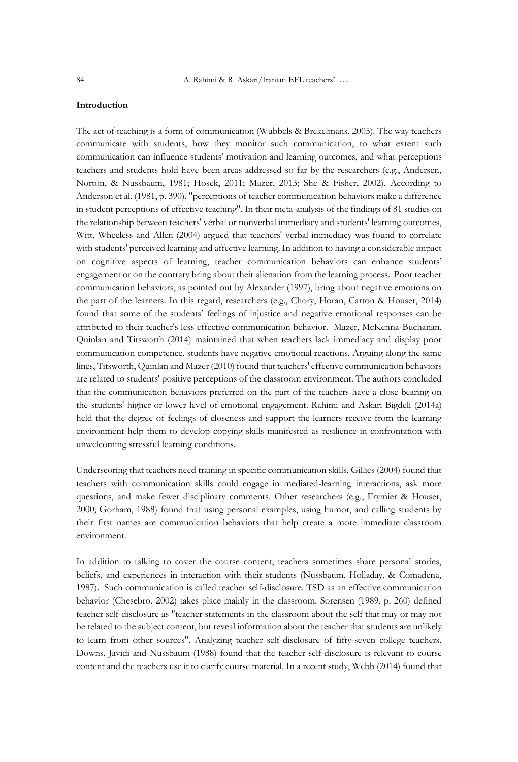**Introduction**

The act of teaching is a form of communication (Wubbels & Brekelmans, 2005). The way teachers communicate with students, how they monitor such communication, to what extent such communication can influence students' motivation and learning outcomes, and what perceptions teachers and students hold have been areas addressed so far by the researchers (e.g., Andersen, Norton, & Nussbaum, 1981; Hosek, 2011; Mazer, 2013; She & Fisher, 2002). According to Anderson et al. (1981, p. 390), "perceptions of teacher communication behaviors make a difference in student perceptions of effective teaching". In their meta-analysis of the findings of 81 studies on the relationship between teachers' verbal or nonverbal immediacy and students' learning outcomes, Witt, Wheeless and Allen (2004) argued that teachers' verbal immediacy was found to correlate with students' perceived learning and affective learning. In addition to having a considerable impact on cognitive aspects of learning, teacher communication behaviors can enhance students' engagement or on the contrary bring about their alienation from the learning process. Poor teacher communication behaviors, as pointed out by Alexander (1997), bring about negative emotions on the part of the learners. In this regard, researchers (e.g., Chory, Horan, Carton & Houser, 2014) found that some of the students' feelings of injustice and negative emotional responses can be attributed to their teacher's less effective communication behavior. Mazer, McKenna-Buchanan, Quinlan and Titsworth (2014) maintained that when teachers lack immediacy and display poor communication competence, students have negative emotional reactions. Arguing along the same lines, Titsworth, Quinlan and Mazer (2010) found that teachers' effective communication behaviors are related to students' positive perceptions of the classroom environment. The authors concluded that the communication behaviors preferred on the part of the teachers have a close bearing on the students' higher or lower level of emotional engagement. Rahimi and Askari Bigdeli (2014a) held that the degree of feelings of closeness and support the learners receive from the learning environment help them to develop copying skills manifested as resilience in confrontation with unwelcoming stressful learning conditions.

Underscoring that teachers need training in specific communication skills, Gillies (2004) found that teachers with communication skills could engage in mediated-learning interactions, ask more questions, and make fewer disciplinary comments. Other researchers (e.g., Frymier & Houser, 2000; Gorham, 1988) found that using personal examples, using humor, and calling students by their first names are communication behaviors that help create a more immediate classroom environment.

In addition to talking to cover the course content, teachers sometimes share personal stories, beliefs, and experiences in interaction with their students (Nussbaum, Holladay, & Comadena, 1987). Such communication is called teacher self-disclosure. TSD as an effective communication behavior (Chesebro, 2002) takes place mainly in the classroom. Sorensen (1989, p. 260) defined teacher self-disclosure as "teacher statements in the classroom about the self that may or may not be related to the subject content, but reveal information about the teacher that students are unlikely to learn from other sources". Analyzing teacher self-disclosure of fifty-seven college teachers, Downs, Javidi and Nussbaum (1988) found that the teacher self-disclosure is relevant to course content and the teachers use it to clarify course material. In a recent study, Webb (2014) found that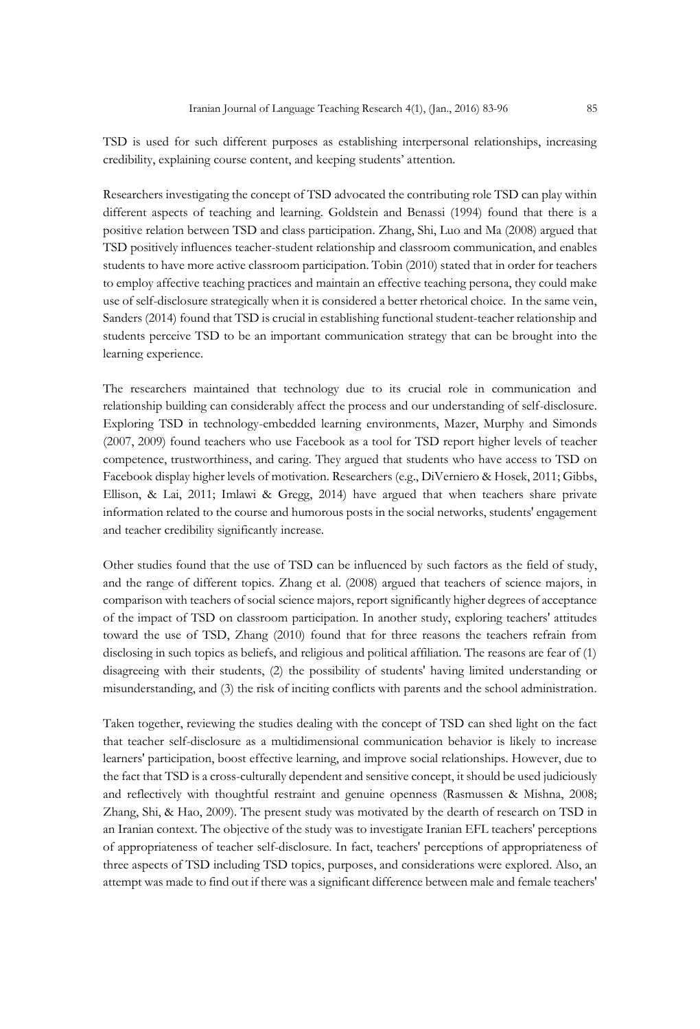TSD is used for such different purposes as establishing interpersonal relationships, increasing credibility, explaining course content, and keeping students' attention.

Researchers investigating the concept of TSD advocated the contributing role TSD can play within different aspects of teaching and learning. Goldstein and Benassi (1994) found that there is a positive relation between TSD and class participation. Zhang, Shi, Luo and Ma (2008) argued that TSD positively influences teacher-student relationship and classroom communication, and enables students to have more active classroom participation. Tobin (2010) stated that in order for teachers to employ affective teaching practices and maintain an effective teaching persona, they could make use of self-disclosure strategically when it is considered a better rhetorical choice. In the same vein, Sanders (2014) found that TSD is crucial in establishing functional student-teacher relationship and students perceive TSD to be an important communication strategy that can be brought into the learning experience.

The researchers maintained that technology due to its crucial role in communication and relationship building can considerably affect the process and our understanding of self-disclosure. Exploring TSD in technology-embedded learning environments, Mazer, Murphy and Simonds (2007, 2009) found teachers who use Facebook as a tool for TSD report higher levels of teacher competence, trustworthiness, and caring. They argued that students who have access to TSD on Facebook display higher levels of motivation. Researchers (e.g., DiVerniero & Hosek, 2011; Gibbs, Ellison, & Lai, 2011; Imlawi & Gregg, 2014) have argued that when teachers share private information related to the course and humorous posts in the social networks, students' engagement and teacher credibility significantly increase.

Other studies found that the use of TSD can be influenced by such factors as the field of study, and the range of different topics. Zhang et al. (2008) argued that teachers of science majors, in comparison with teachers of social science majors, report significantly higher degrees of acceptance of the impact of TSD on classroom participation. In another study, exploring teachers' attitudes toward the use of TSD, Zhang (2010) found that for three reasons the teachers refrain from disclosing in such topics as beliefs, and religious and political affiliation. The reasons are fear of (1) disagreeing with their students, (2) the possibility of students' having limited understanding or misunderstanding, and (3) the risk of inciting conflicts with parents and the school administration.

Taken together, reviewing the studies dealing with the concept of TSD can shed light on the fact that teacher self-disclosure as a multidimensional communication behavior is likely to increase learners' participation, boost effective learning, and improve social relationships. However, due to the fact that TSD is a cross-culturally dependent and sensitive concept, it should be used judiciously and reflectively with thoughtful restraint and genuine openness (Rasmussen & Mishna, 2008; Zhang, Shi, & Hao, 2009). The present study was motivated by the dearth of research on TSD in an Iranian context. The objective of the study was to investigate Iranian EFL teachers' perceptions of appropriateness of teacher self-disclosure. In fact, teachers' perceptions of appropriateness of three aspects of TSD including TSD topics, purposes, and considerations were explored. Also, an attempt was made to find out if there was a significant difference between male and female teachers'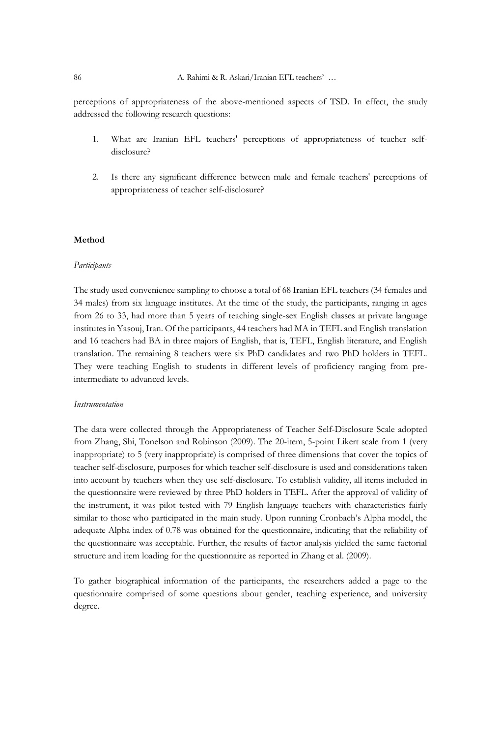perceptions of appropriateness of the above-mentioned aspects of TSD. In effect, the study addressed the following research questions:

1. What are Iranian EFL teachers' perceptions of appropriateness of teacher self-disclosure?
2. Is there any significant difference between male and female teachers' perceptions of appropriateness of teacher self-disclosure?

## Method

### *Participants*

The study used convenience sampling to choose a total of 68 Iranian EFL teachers (34 females and 34 males) from six language institutes. At the time of the study, the participants, ranging in ages from 26 to 33, had more than 5 years of teaching single-sex English classes at private language institutes in Yasouj, Iran. Of the participants, 44 teachers had MA in TEFL and English translation and 16 teachers had BA in three majors of English, that is, TEFL, English literature, and English translation. The remaining 8 teachers were six PhD candidates and two PhD holders in TEFL. They were teaching English to students in different levels of proficiency ranging from pre-intermediate to advanced levels.

### *Instrumentation*

The data were collected through the Appropriateness of Teacher Self-Disclosure Scale adopted from Zhang, Shi, Tonelson and Robinson (2009). The 20-item, 5-point Likert scale from 1 (very inappropriate) to 5 (very inappropriate) is comprised of three dimensions that cover the topics of teacher self-disclosure, purposes for which teacher self-disclosure is used and considerations taken into account by teachers when they use self-disclosure. To establish validity, all items included in the questionnaire were reviewed by three PhD holders in TEFL. After the approval of validity of the instrument, it was pilot tested with 79 English language teachers with characteristics fairly similar to those who participated in the main study. Upon running Cronbach's Alpha model, the adequate Alpha index of 0.78 was obtained for the questionnaire, indicating that the reliability of the questionnaire was acceptable. Further, the results of factor analysis yielded the same factorial structure and item loading for the questionnaire as reported in Zhang et al. (2009).

To gather biographical information of the participants, the researchers added a page to the questionnaire comprised of some questions about gender, teaching experience, and university degree.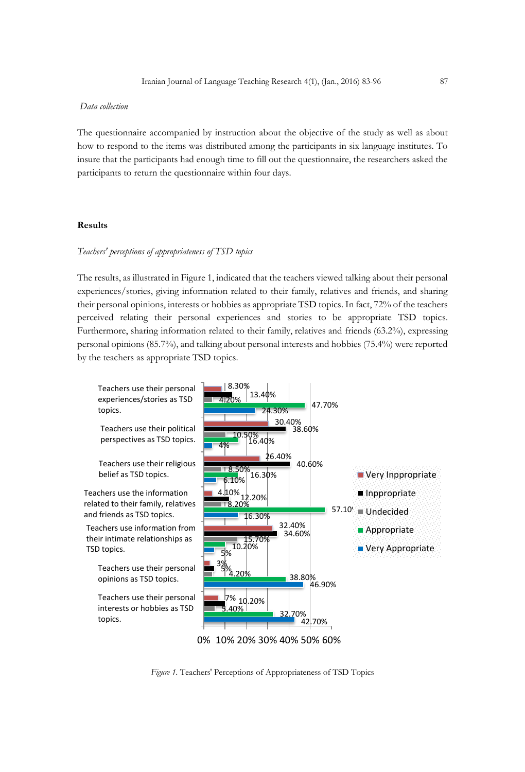*Data collection*

The questionnaire accompanied by instruction about the objective of the study as well as about how to respond to the items was distributed among the participants in six language institutes. To insure that the participants had enough time to fill out the questionnaire, the researchers asked the participants to return the questionnaire within four days.

## Results

*Teachers' perceptions of appropriateness of TSD topics*

The results, as illustrated in Figure 1, indicated that the teachers viewed talking about their personal experiences/stories, giving information related to their family, relatives and friends, and sharing their personal opinions, interests or hobbies as appropriate TSD topics. In fact, 72% of the teachers perceived relating their personal experiences and stories to be appropriate TSD topics. Furthermore, sharing information related to their family, relatives and friends (63.2%), expressing personal opinions (85.7%), and talking about personal interests and hobbies (75.4%) were reported by the teachers as appropriate TSD topics.

| | Very Inppropriate | Inppropriate | Undecided | Appropriate | Very Appropriate |
|---|---|---|---|---|---|
| Teachers use their personal experiences/stories as TSD topics. | 8.30% | 13.40% | 4.20% | 47.70% | 24.30% |
| Teachers use their political perspectives as TSD topics. | 30.40% | 38.60% | 10.50% | 16.40% | 4% |
| Teachers use their religious belief as TSD topics. | 26.40% | 40.60% | 8.50% | 16.30% | 6.10% |
| Teachers use the information related to their family, relatives and friends as TSD topics. | 4.10% | 12.20% | 8.20% | 57.10% | 16.30% |
| Teachers use information from their intimate relationships as TSD topics. | 32.40% | 34.60% | 15.70% | 10.20% | 5% |
| Teachers use their personal opinions as TSD topics. | 3% | 5% | 4.20% | 38.80% | 46.90% |
| Teachers use their personal interests or hobbies as TSD topics. | 7% | 10.20% | 5.40% | 32.70% | 42.70% |

*Figure 1.* Teachers' Perceptions of Appropriateness of TSD Topics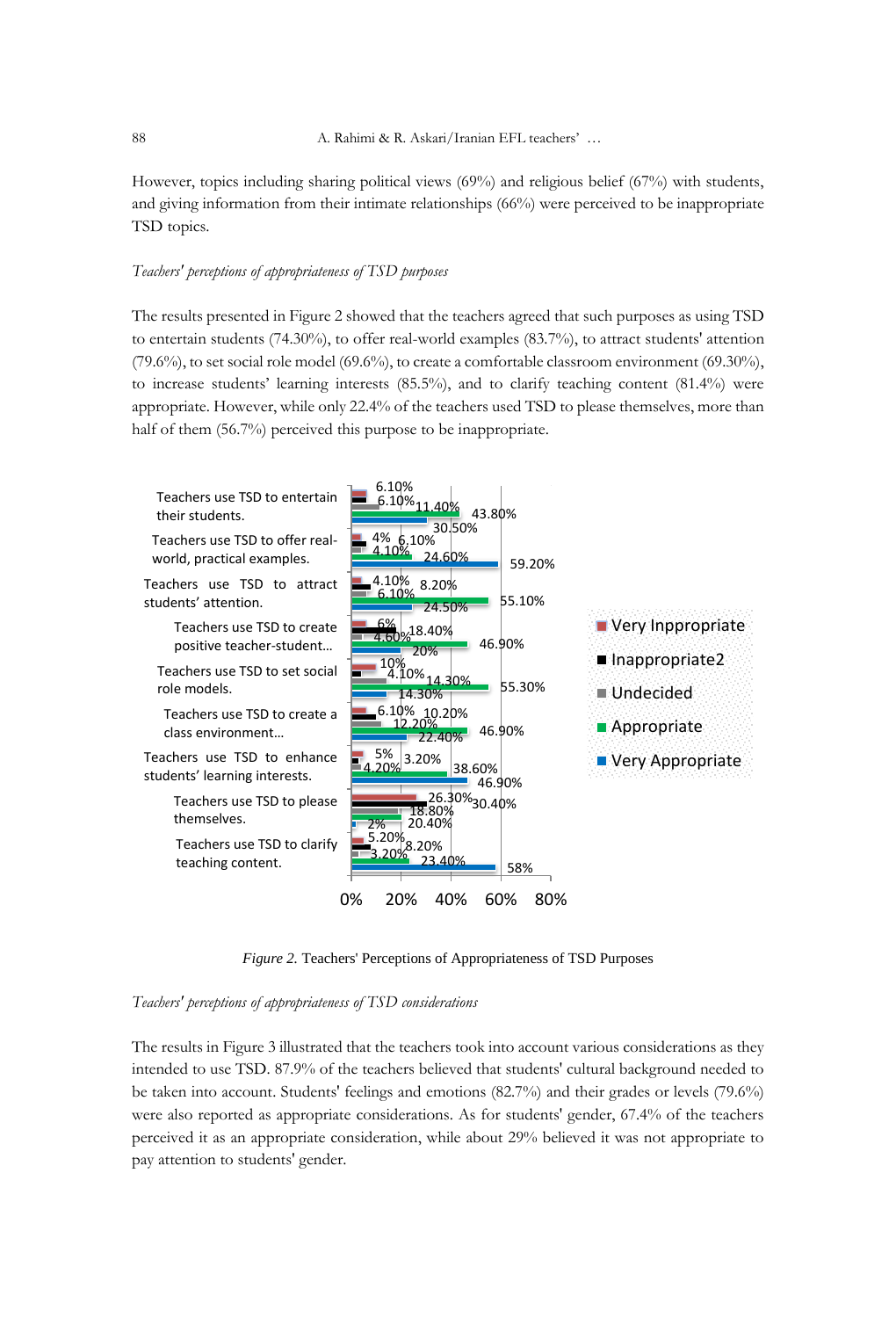However, topics including sharing political views (69%) and religious belief (67%) with students, and giving information from their intimate relationships (66%) were perceived to be inappropriate TSD topics.

*Teachers' perceptions of appropriateness of TSD purposes*

The results presented in Figure 2 showed that the teachers agreed that such purposes as using TSD to entertain students (74.30%), to offer real-world examples (83.7%), to attract students' attention (79.6%), to set social role model (69.6%), to create a comfortable classroom environment (69.30%), to increase students' learning interests (85.5%), and to clarify teaching content (81.4%) were appropriate. However, while only 22.4% of the teachers used TSD to please themselves, more than half of them (56.7%) perceived this purpose to be inappropriate.

*Figure 2.* Teachers' Perceptions of Appropriateness of TSD Purposes

*Teachers' perceptions of appropriateness of TSD considerations*

The results in Figure 3 illustrated that the teachers took into account various considerations as they intended to use TSD. 87.9% of the teachers believed that students' cultural background needed to be taken into account. Students' feelings and emotions (82.7%) and their grades or levels (79.6%) were also reported as appropriate considerations. As for students' gender, 67.4% of the teachers perceived it as an appropriate consideration, while about 29% believed it was not appropriate to pay attention to students' gender.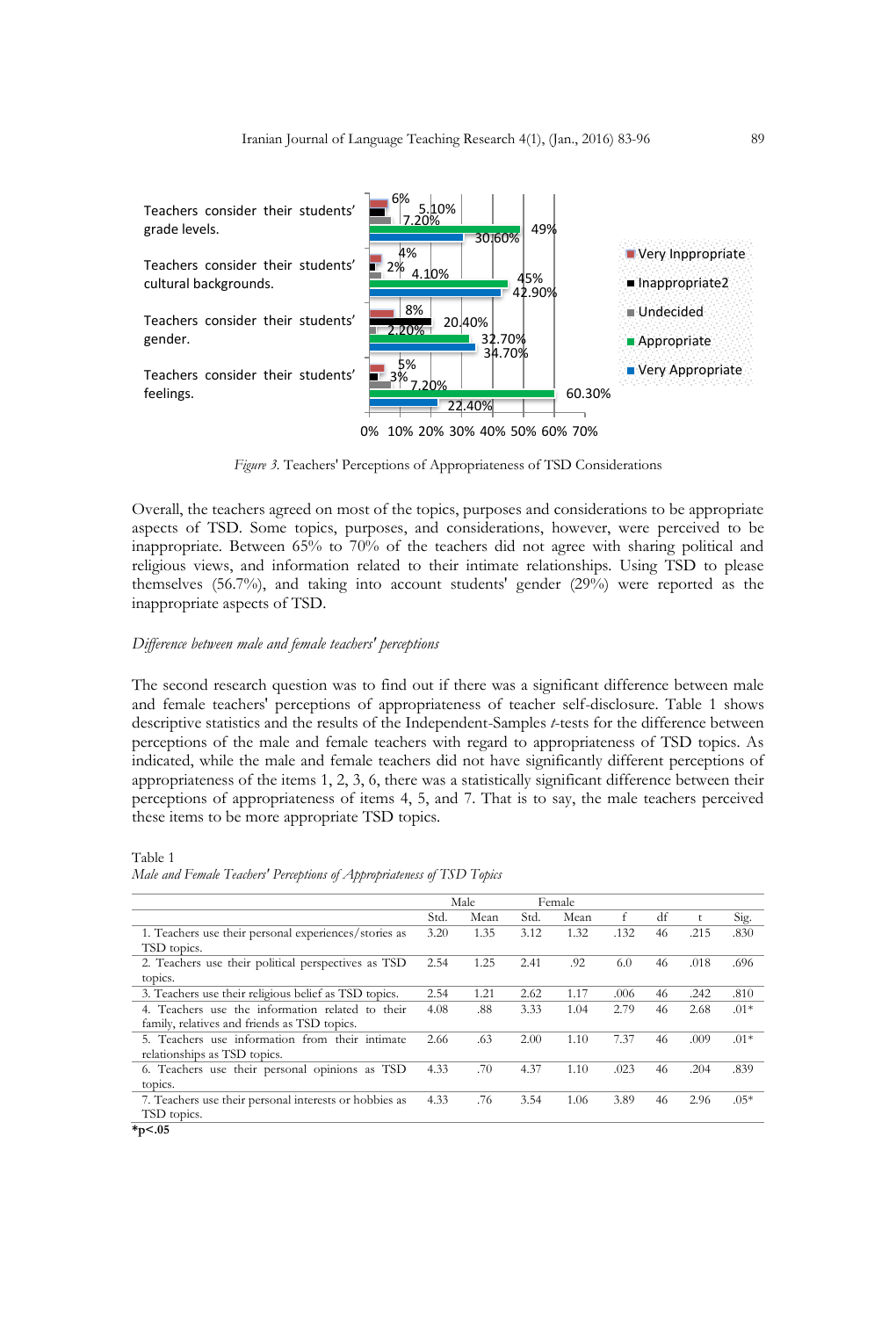Figure 3. Teachers' Perceptions of Appropriateness of TSD Considerations

Overall, the teachers agreed on most of the topics, purposes and considerations to be appropriate aspects of TSD. Some topics, purposes, and considerations, however, were perceived to be inappropriate. Between 65% to 70% of the teachers did not agree with sharing political and religious views, and information related to their intimate relationships. Using TSD to please themselves (56.7%), and taking into account students' gender (29%) were reported as the inappropriate aspects of TSD.

*Difference between male and female teachers' perceptions*

The second research question was to find out if there was a significant difference between male and female teachers' perceptions of appropriateness of teacher self-disclosure. Table 1 shows descriptive statistics and the results of the Independent-Samples *t*-tests for the difference between perceptions of the male and female teachers with regard to appropriateness of TSD topics. As indicated, while the male and female teachers did not have significantly different perceptions of appropriateness of the items 1, 2, 3, 6, there was a statistically significant difference between their perceptions of appropriateness of items 4, 5, and 7. That is to say, the male teachers perceived these items to be more appropriate TSD topics.

Table 1
*Male and Female Teachers' Perceptions of Appropriateness of TSD Topics*

| | Male | | Female | | | | | |
|---|---|---|---|---|---|---|---|---|
| | Std. | Mean | Std. | Mean | f | df | t | Sig. |
| 1. Teachers use their personal experiences/stories as TSD topics. | 3.20 | 1.35 | 3.12 | 1.32 | .132 | 46 | .215 | .830 |
| 2. Teachers use their political perspectives as TSD topics. | 2.54 | 1.25 | 2.41 | .92 | 6.0 | 46 | .018 | .696 |
| 3. Teachers use their religious belief as TSD topics. | 2.54 | 1.21 | 2.62 | 1.17 | .006 | 46 | .242 | .810 |
| 4. Teachers use the information related to their family, relatives and friends as TSD topics. | 4.08 | .88 | 3.33 | 1.04 | 2.79 | 46 | 2.68 | .01* |
| 5. Teachers use information from their intimate relationships as TSD topics. | 2.66 | .63 | 2.00 | 1.10 | 7.37 | 46 | .009 | .01* |
| 6. Teachers use their personal opinions as TSD topics. | 4.33 | .70 | 4.37 | 1.10 | .023 | 46 | .204 | .839 |
| 7. Teachers use their personal interests or hobbies as TSD topics. | 4.33 | .76 | 3.54 | 1.06 | 3.89 | 46 | 2.96 | .05* |

**\*p<.05**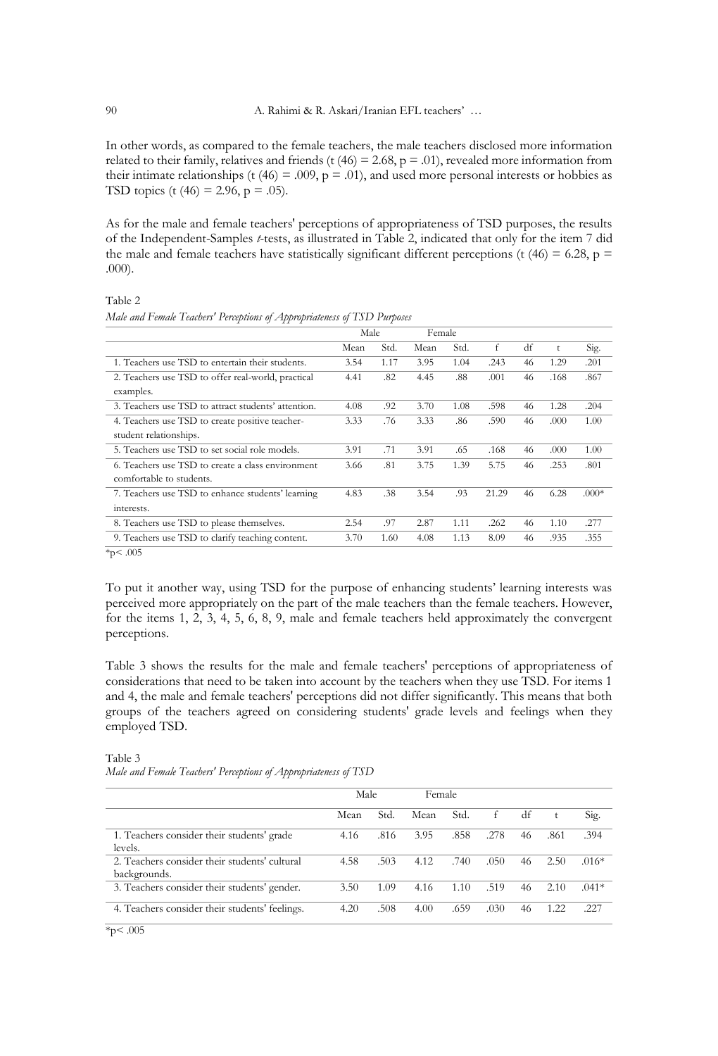In other words, as compared to the female teachers, the male teachers disclosed more information related to their family, relatives and friends ($t(46) = 2.68$, $p = .01$), revealed more information from their intimate relationships ($t(46) = .009$, $p = .01$), and used more personal interests or hobbies as TSD topics ($t(46) = 2.96$, $p = .05$).

As for the male and female teachers' perceptions of appropriateness of TSD purposes, the results of the Independent-Samples *t*-tests, as illustrated in Table 2, indicated that only for the item 7 did the male and female teachers have statistically significant different perceptions ($t(46) = 6.28$, $p = .000$).

Table 2

*Male and Female Teachers' Perceptions of Appropriateness of TSD Purposes*

| | Male | | Female | | | | | |
|---|---|---|---|---|---|---|---|---|
| | Mean | Std. | Mean | Std. | f | df | t | Sig. |
| 1. Teachers use TSD to entertain their students. | 3.54 | 1.17 | 3.95 | 1.04 | .243 | 46 | 1.29 | .201 |
| 2. Teachers use TSD to offer real-world, practical examples. | 4.41 | .82 | 4.45 | .88 | .001 | 46 | .168 | .867 |
| 3. Teachers use TSD to attract students' attention. | 4.08 | .92 | 3.70 | 1.08 | .598 | 46 | 1.28 | .204 |
| 4. Teachers use TSD to create positive teacher-student relationships. | 3.33 | .76 | 3.33 | .86 | .590 | 46 | .000 | 1.00 |
| 5. Teachers use TSD to set social role models. | 3.91 | .71 | 3.91 | .65 | .168 | 46 | .000 | 1.00 |
| 6. Teachers use TSD to create a class environment comfortable to students. | 3.66 | .81 | 3.75 | 1.39 | 5.75 | 46 | .253 | .801 |
| 7. Teachers use TSD to enhance students' learning interests. | 4.83 | .38 | 3.54 | .93 | 21.29 | 46 | 6.28 | .000* |
| 8. Teachers use TSD to please themselves. | 2.54 | .97 | 2.87 | 1.11 | .262 | 46 | 1.10 | .277 |
| 9. Teachers use TSD to clarify teaching content. | 3.70 | 1.60 | 4.08 | 1.13 | 8.09 | 46 | .935 | .355 |

*$p < .005$

To put it another way, using TSD for the purpose of enhancing students' learning interests was perceived more appropriately on the part of the male teachers than the female teachers. However, for the items 1, 2, 3, 4, 5, 6, 8, 9, male and female teachers held approximately the convergent perceptions.

Table 3 shows the results for the male and female teachers' perceptions of appropriateness of considerations that need to be taken into account by the teachers when they use TSD. For items 1 and 4, the male and female teachers' perceptions did not differ significantly. This means that both groups of the teachers agreed on considering students' grade levels and feelings when they employed TSD.

Table 3

*Male and Female Teachers' Perceptions of Appropriateness of TSD*

| | Male | | Female | | | | | |
|---|---|---|---|---|---|---|---|---|
| | Mean | Std. | Mean | Std. | f | df | t | Sig. |
| 1. Teachers consider their students' grade levels. | 4.16 | .816 | 3.95 | .858 | .278 | 46 | .861 | .394 |
| 2. Teachers consider their students' cultural backgrounds. | 4.58 | .503 | 4.12 | .740 | .050 | 46 | 2.50 | .016* |
| 3. Teachers consider their students' gender. | 3.50 | 1.09 | 4.16 | 1.10 | .519 | 46 | 2.10 | .041* |
| 4. Teachers consider their students' feelings. | 4.20 | .508 | 4.00 | .659 | .030 | 46 | 1.22 | .227 |

*$p < .005$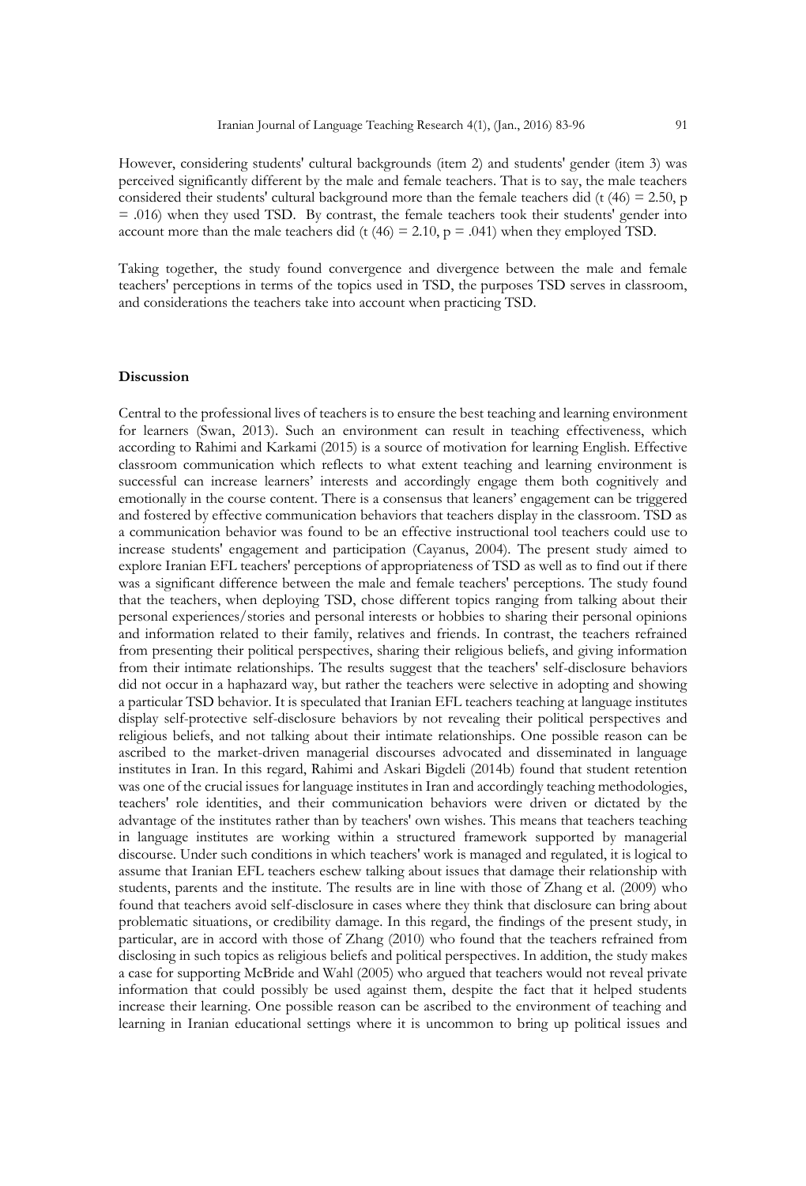However, considering students' cultural backgrounds (item 2) and students' gender (item 3) was perceived significantly different by the male and female teachers. That is to say, the male teachers considered their students' cultural background more than the female teachers did ($t(46) = 2.50$, $p = .016$) when they used TSD. By contrast, the female teachers took their students' gender into account more than the male teachers did ($t(46) = 2.10$, $p = .041$) when they employed TSD.

Taking together, the study found convergence and divergence between the male and female teachers' perceptions in terms of the topics used in TSD, the purposes TSD serves in classroom, and considerations the teachers take into account when practicing TSD.

## Discussion

Central to the professional lives of teachers is to ensure the best teaching and learning environment for learners (Swan, 2013). Such an environment can result in teaching effectiveness, which according to Rahimi and Karkami (2015) is a source of motivation for learning English. Effective classroom communication which reflects to what extent teaching and learning environment is successful can increase learners' interests and accordingly engage them both cognitively and emotionally in the course content. There is a consensus that leaners' engagement can be triggered and fostered by effective communication behaviors that teachers display in the classroom. TSD as a communication behavior was found to be an effective instructional tool teachers could use to increase students' engagement and participation (Cayanus, 2004). The present study aimed to explore Iranian EFL teachers' perceptions of appropriateness of TSD as well as to find out if there was a significant difference between the male and female teachers' perceptions. The study found that the teachers, when deploying TSD, chose different topics ranging from talking about their personal experiences/stories and personal interests or hobbies to sharing their personal opinions and information related to their family, relatives and friends. In contrast, the teachers refrained from presenting their political perspectives, sharing their religious beliefs, and giving information from their intimate relationships. The results suggest that the teachers' self-disclosure behaviors did not occur in a haphazard way, but rather the teachers were selective in adopting and showing a particular TSD behavior. It is speculated that Iranian EFL teachers teaching at language institutes display self-protective self-disclosure behaviors by not revealing their political perspectives and religious beliefs, and not talking about their intimate relationships. One possible reason can be ascribed to the market-driven managerial discourses advocated and disseminated in language institutes in Iran. In this regard, Rahimi and Askari Bigdeli (2014b) found that student retention was one of the crucial issues for language institutes in Iran and accordingly teaching methodologies, teachers' role identities, and their communication behaviors were driven or dictated by the advantage of the institutes rather than by teachers' own wishes. This means that teachers teaching in language institutes are working within a structured framework supported by managerial discourse. Under such conditions in which teachers' work is managed and regulated, it is logical to assume that Iranian EFL teachers eschew talking about issues that damage their relationship with students, parents and the institute. The results are in line with those of Zhang et al. (2009) who found that teachers avoid self-disclosure in cases where they think that disclosure can bring about problematic situations, or credibility damage. In this regard, the findings of the present study, in particular, are in accord with those of Zhang (2010) who found that the teachers refrained from disclosing in such topics as religious beliefs and political perspectives. In addition, the study makes a case for supporting McBride and Wahl (2005) who argued that teachers would not reveal private information that could possibly be used against them, despite the fact that it helped students increase their learning. One possible reason can be ascribed to the environment of teaching and learning in Iranian educational settings where it is uncommon to bring up political issues and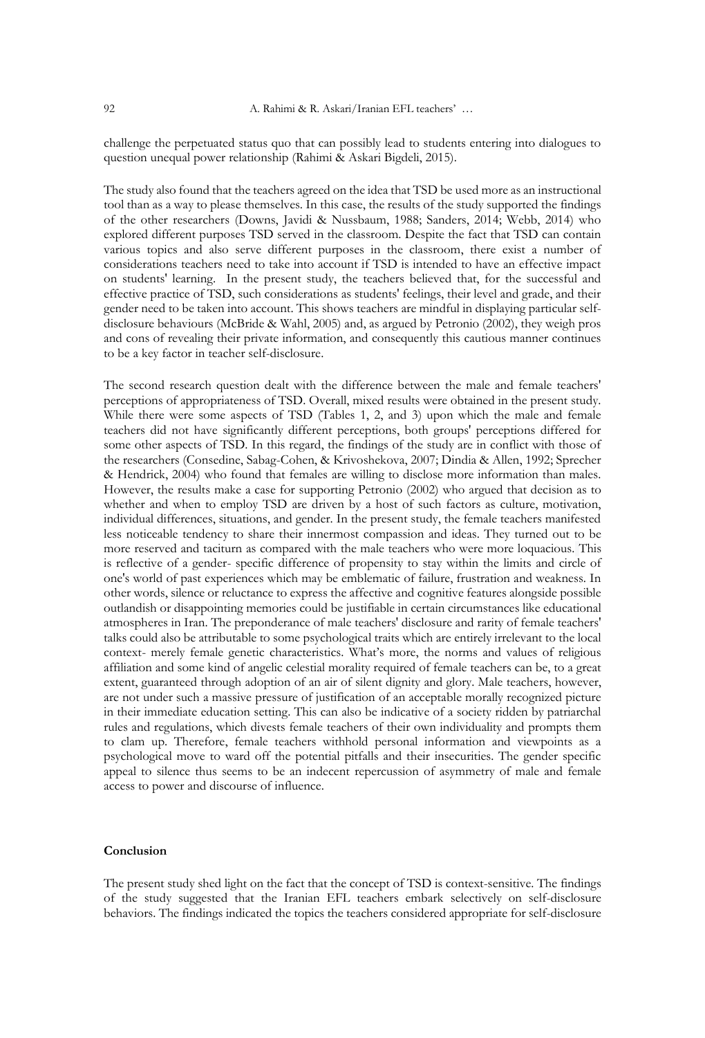challenge the perpetuated status quo that can possibly lead to students entering into dialogues to question unequal power relationship (Rahimi & Askari Bigdeli, 2015).

The study also found that the teachers agreed on the idea that TSD be used more as an instructional tool than as a way to please themselves. In this case, the results of the study supported the findings of the other researchers (Downs, Javidi & Nussbaum, 1988; Sanders, 2014; Webb, 2014) who explored different purposes TSD served in the classroom. Despite the fact that TSD can contain various topics and also serve different purposes in the classroom, there exist a number of considerations teachers need to take into account if TSD is intended to have an effective impact on students' learning. In the present study, the teachers believed that, for the successful and effective practice of TSD, such considerations as students' feelings, their level and grade, and their gender need to be taken into account. This shows teachers are mindful in displaying particular self-disclosure behaviours (McBride & Wahl, 2005) and, as argued by Petronio (2002), they weigh pros and cons of revealing their private information, and consequently this cautious manner continues to be a key factor in teacher self-disclosure.

The second research question dealt with the difference between the male and female teachers' perceptions of appropriateness of TSD. Overall, mixed results were obtained in the present study. While there were some aspects of TSD (Tables 1, 2, and 3) upon which the male and female teachers did not have significantly different perceptions, both groups' perceptions differed for some other aspects of TSD. In this regard, the findings of the study are in conflict with those of the researchers (Consedine, Sabag-Cohen, & Krivoshekova, 2007; Dindia & Allen, 1992; Sprecher & Hendrick, 2004) who found that females are willing to disclose more information than males. However, the results make a case for supporting Petronio (2002) who argued that decision as to whether and when to employ TSD are driven by a host of such factors as culture, motivation, individual differences, situations, and gender. In the present study, the female teachers manifested less noticeable tendency to share their innermost compassion and ideas. They turned out to be more reserved and taciturn as compared with the male teachers who were more loquacious. This is reflective of a gender- specific difference of propensity to stay within the limits and circle of one's world of past experiences which may be emblematic of failure, frustration and weakness. In other words, silence or reluctance to express the affective and cognitive features alongside possible outlandish or disappointing memories could be justifiable in certain circumstances like educational atmospheres in Iran. The preponderance of male teachers' disclosure and rarity of female teachers' talks could also be attributable to some psychological traits which are entirely irrelevant to the local context- merely female genetic characteristics. What's more, the norms and values of religious affiliation and some kind of angelic celestial morality required of female teachers can be, to a great extent, guaranteed through adoption of an air of silent dignity and glory. Male teachers, however, are not under such a massive pressure of justification of an acceptable morally recognized picture in their immediate education setting. This can also be indicative of a society ridden by patriarchal rules and regulations, which divests female teachers of their own individuality and prompts them to clam up. Therefore, female teachers withhold personal information and viewpoints as a psychological move to ward off the potential pitfalls and their insecurities. The gender specific appeal to silence thus seems to be an indecent repercussion of asymmetry of male and female access to power and discourse of influence.

## Conclusion

The present study shed light on the fact that the concept of TSD is context-sensitive. The findings of the study suggested that the Iranian EFL teachers embark selectively on self-disclosure behaviors. The findings indicated the topics the teachers considered appropriate for self-disclosure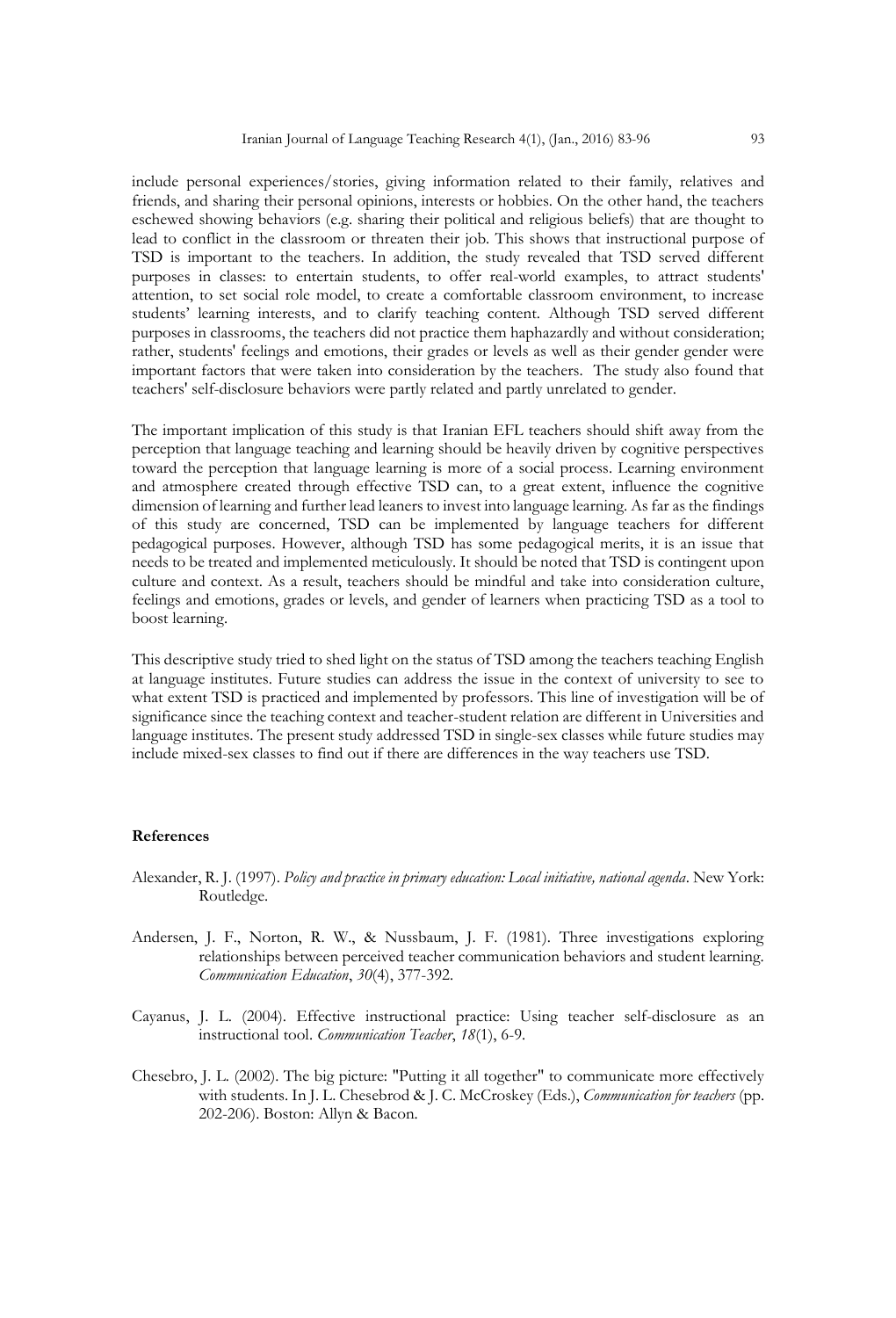include personal experiences/stories, giving information related to their family, relatives and friends, and sharing their personal opinions, interests or hobbies. On the other hand, the teachers eschewed showing behaviors (e.g. sharing their political and religious beliefs) that are thought to lead to conflict in the classroom or threaten their job. This shows that instructional purpose of TSD is important to the teachers. In addition, the study revealed that TSD served different purposes in classes: to entertain students, to offer real-world examples, to attract students' attention, to set social role model, to create a comfortable classroom environment, to increase students' learning interests, and to clarify teaching content. Although TSD served different purposes in classrooms, the teachers did not practice them haphazardly and without consideration; rather, students' feelings and emotions, their grades or levels as well as their gender gender were important factors that were taken into consideration by the teachers. The study also found that teachers' self-disclosure behaviors were partly related and partly unrelated to gender.

The important implication of this study is that Iranian EFL teachers should shift away from the perception that language teaching and learning should be heavily driven by cognitive perspectives toward the perception that language learning is more of a social process. Learning environment and atmosphere created through effective TSD can, to a great extent, influence the cognitive dimension of learning and further lead leaners to invest into language learning. As far as the findings of this study are concerned, TSD can be implemented by language teachers for different pedagogical purposes. However, although TSD has some pedagogical merits, it is an issue that needs to be treated and implemented meticulously. It should be noted that TSD is contingent upon culture and context. As a result, teachers should be mindful and take into consideration culture, feelings and emotions, grades or levels, and gender of learners when practicing TSD as a tool to boost learning.

This descriptive study tried to shed light on the status of TSD among the teachers teaching English at language institutes. Future studies can address the issue in the context of university to see to what extent TSD is practiced and implemented by professors. This line of investigation will be of significance since the teaching context and teacher-student relation are different in Universities and language institutes. The present study addressed TSD in single-sex classes while future studies may include mixed-sex classes to find out if there are differences in the way teachers use TSD.

## References

Alexander, R. J. (1997). *Policy and practice in primary education: Local initiative, national agenda*. New York: Routledge.

Andersen, J. F., Norton, R. W., & Nussbaum, J. F. (1981). Three investigations exploring relationships between perceived teacher communication behaviors and student learning. *Communication Education*, *30*(4), 377-392.

Cayanus, J. L. (2004). Effective instructional practice: Using teacher self-disclosure as an instructional tool. *Communication Teacher*, *18*(1), 6-9.

Chesebro, J. L. (2002). The big picture: "Putting it all together" to communicate more effectively with students. In J. L. Chesebrod & J. C. McCroskey (Eds.), *Communication for teachers* (pp. 202-206). Boston: Allyn & Bacon.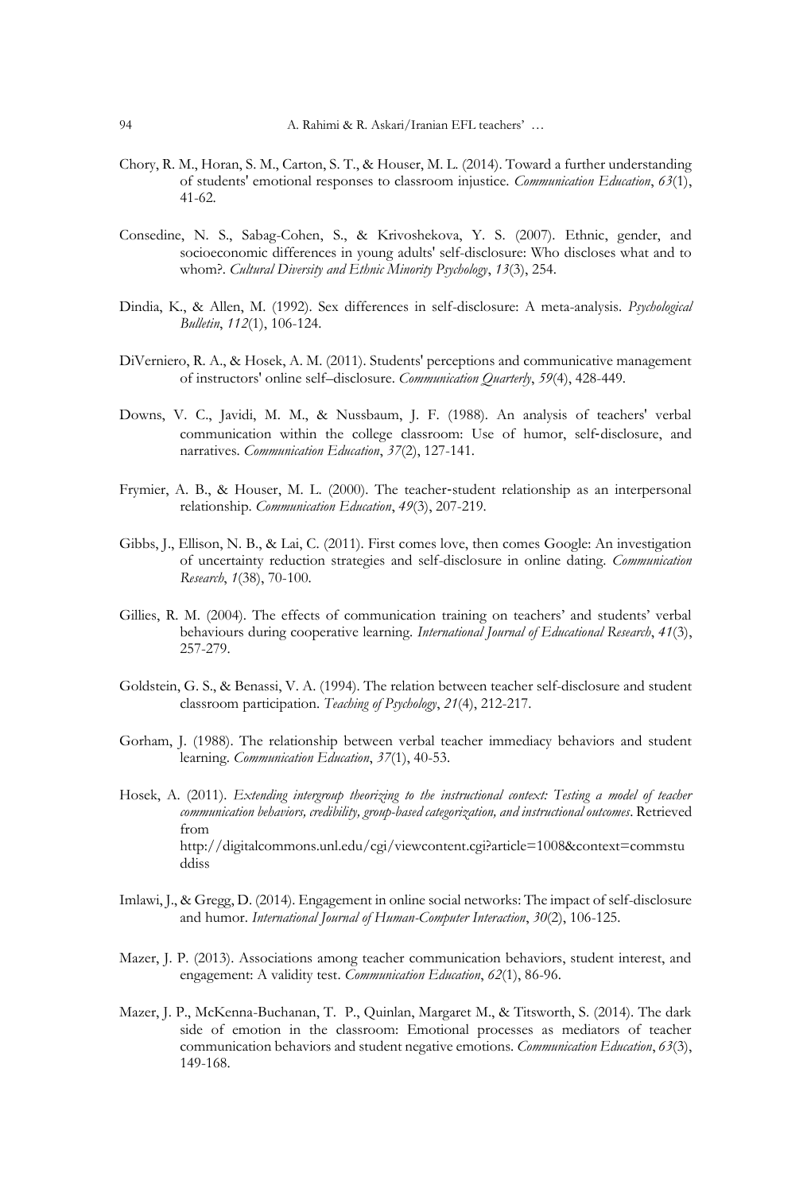Chory, R. M., Horan, S. M., Carton, S. T., & Houser, M. L. (2014). Toward a further understanding of students' emotional responses to classroom injustice. *Communication Education*, *63*(1), 41-62.

Consedine, N. S., Sabag-Cohen, S., & Krivoshekova, Y. S. (2007). Ethnic, gender, and socioeconomic differences in young adults' self-disclosure: Who discloses what and to whom?. *Cultural Diversity and Ethnic Minority Psychology*, *13*(3), 254.

Dindia, K., & Allen, M. (1992). Sex differences in self-disclosure: A meta-analysis. *Psychological Bulletin*, *112*(1), 106-124.

DiVerniero, R. A., & Hosek, A. M. (2011). Students' perceptions and communicative management of instructors' online self–disclosure. *Communication Quarterly*, *59*(4), 428-449.

Downs, V. C., Javidi, M. M., & Nussbaum, J. F. (1988). An analysis of teachers' verbal communication within the college classroom: Use of humor, self-disclosure, and narratives. *Communication Education*, *37*(2), 127-141.

Frymier, A. B., & Houser, M. L. (2000). The teacher-student relationship as an interpersonal relationship. *Communication Education*, *49*(3), 207-219.

Gibbs, J., Ellison, N. B., & Lai, C. (2011). First comes love, then comes Google: An investigation of uncertainty reduction strategies and self-disclosure in online dating. *Communication Research*, *1*(38), 70-100.

Gillies, R. M. (2004). The effects of communication training on teachers' and students' verbal behaviours during cooperative learning. *International Journal of Educational Research*, *41*(3), 257-279.

Goldstein, G. S., & Benassi, V. A. (1994). The relation between teacher self-disclosure and student classroom participation. *Teaching of Psychology*, *21*(4), 212-217.

Gorham, J. (1988). The relationship between verbal teacher immediacy behaviors and student learning. *Communication Education*, *37*(1), 40-53.

Hosek, A. (2011). *Extending intergroup theorizing to the instructional context: Testing a model of teacher communication behaviors, credibility, group-based categorization, and instructional outcomes*. Retrieved from http://digitalcommons.unl.edu/cgi/viewcontent.cgi?article=1008&context=commstuddiss

Imlawi, J., & Gregg, D. (2014). Engagement in online social networks: The impact of self-disclosure and humor. *International Journal of Human-Computer Interaction*, *30*(2), 106-125.

Mazer, J. P. (2013). Associations among teacher communication behaviors, student interest, and engagement: A validity test. *Communication Education*, *62*(1), 86-96.

Mazer, J. P., McKenna-Buchanan, T. P., Quinlan, Margaret M., & Titsworth, S. (2014). The dark side of emotion in the classroom: Emotional processes as mediators of teacher communication behaviors and student negative emotions. *Communication Education*, *63*(3), 149-168.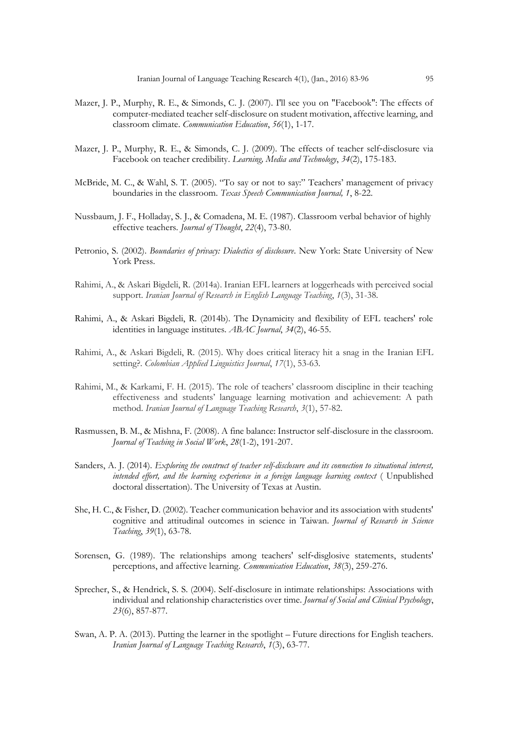Mazer, J. P., Murphy, R. E., & Simonds, C. J. (2007). I'll see you on "Facebook": The effects of computer-mediated teacher self-disclosure on student motivation, affective learning, and classroom climate. *Communication Education*, *56*(1), 1-17.

Mazer, J. P., Murphy, R. E., & Simonds, C. J. (2009). The effects of teacher self‐disclosure via Facebook on teacher credibility. *Learning, Media and Technology*, *34*(2), 175-183.

McBride, M. C., & Wahl, S. T. (2005). "To say or not to say:" Teachers' management of privacy boundaries in the classroom. *Texas Speech Communication Journal, 1*, 8-22.

Nussbaum, J. F., Holladay, S. J., & Comadena, M. E. (1987). Classroom verbal behavior of highly effective teachers. *Journal of Thought*, *22*(4), 73-80.

Petronio, S. (2002). *Boundaries of privacy: Dialectics of disclosure*. New York: State University of New York Press.

Rahimi, A., & Askari Bigdeli, R. (2014a). Iranian EFL learners at loggerheads with perceived social support. *Iranian Journal of Research in English Language Teaching*, *1*(3), 31-38.

Rahimi, A., & Askari Bigdeli, R. (2014b). The Dynamicity and flexibility of EFL teachers' role identities in language institutes. *ABAC Journal*, *34*(2), 46-55.

Rahimi, A., & Askari Bigdeli, R. (2015). Why does critical literacy hit a snag in the Iranian EFL setting?. *Colombian Applied Linguistics Journal*, *17*(1), 53-63.

Rahimi, M., & Karkami, F. H. (2015). The role of teachers' classroom discipline in their teaching effectiveness and students' language learning motivation and achievement: A path method. *Iranian Journal of Language Teaching Research*, *3*(1), 57-82.

Rasmussen, B. M., & Mishna, F. (2008). A fine balance: Instructor self-disclosure in the classroom. *Journal of Teaching in Social Work*, *28*(1-2), 191-207.

Sanders, A. J. (2014). *Exploring the construct of teacher self-disclosure and its connection to situational interest, intended effort, and the learning experience in a foreign language learning context* ( Unpublished doctoral dissertation). The University of Texas at Austin.

She, H. C., & Fisher, D. (2002). Teacher communication behavior and its association with students' cognitive and attitudinal outcomes in science in Taiwan. *Journal of Research in Science Teaching*, *39*(1), 63-78.

Sorensen, G. (1989). The relationships among teachers' self‐disglosive statements, students' perceptions, and affective learning. *Communication Education*, *38*(3), 259-276.

Sprecher, S., & Hendrick, S. S. (2004). Self-disclosure in intimate relationships: Associations with individual and relationship characteristics over time. *Journal of Social and Clinical Psychology*, *23*(6), 857-877.

Swan, A. P. A. (2013). Putting the learner in the spotlight – Future directions for English teachers. *Iranian Journal of Language Teaching Research*, *1*(3), 63-77.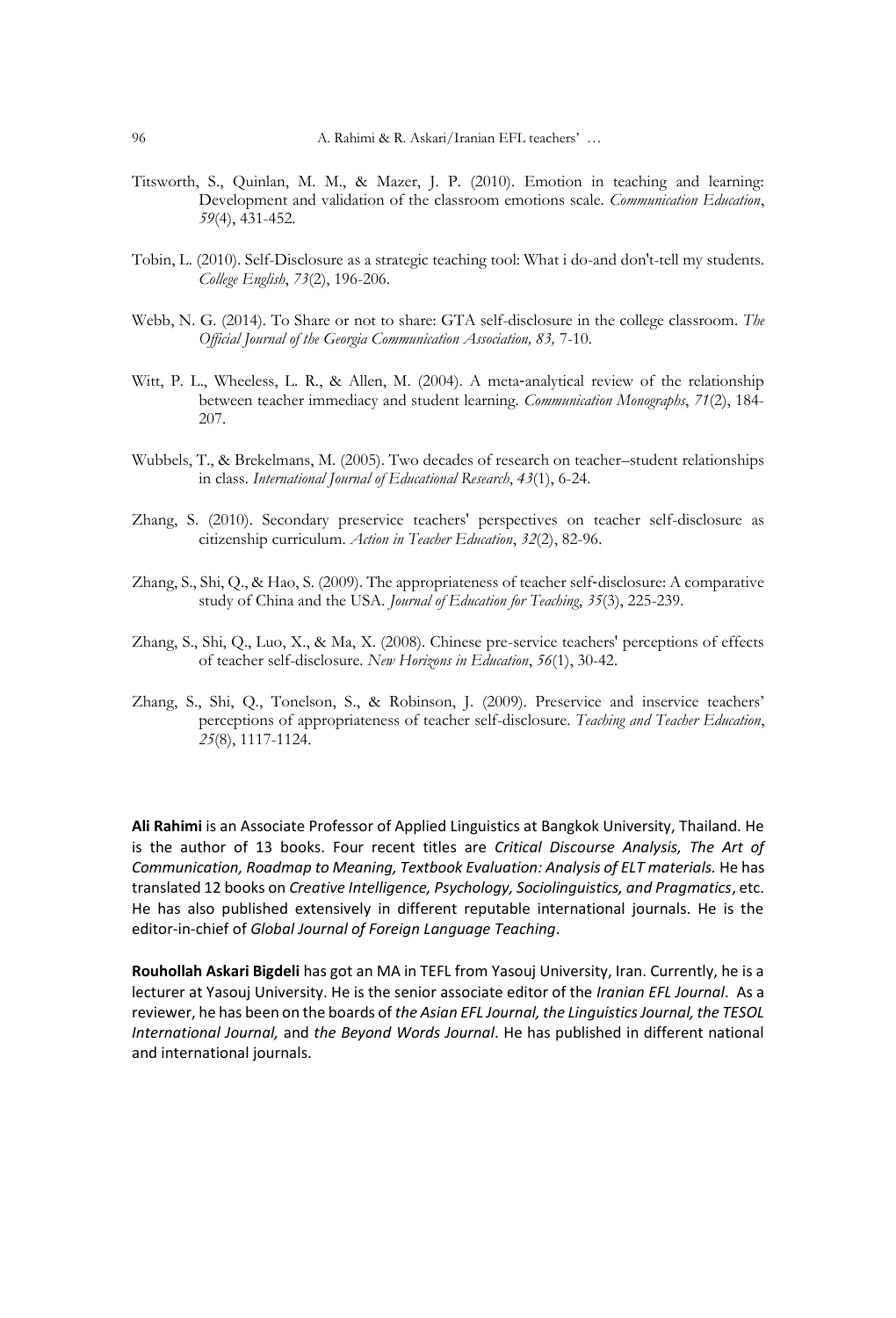Titsworth, S., Quinlan, M. M., & Mazer, J. P. (2010). Emotion in teaching and learning: Development and validation of the classroom emotions scale. *Communication Education*, *59*(4), 431-452.

Tobin, L. (2010). Self-Disclosure as a strategic teaching tool: What i do-and don't-tell my students. *College English*, *73*(2), 196-206.

Webb, N. G. (2014). To Share or not to share: GTA self-disclosure in the college classroom. *The Official Journal of the Georgia Communication Association, 83,* 7-10.

Witt, P. L., Wheeless, L. R., & Allen, M. (2004). A meta‐analytical review of the relationship between teacher immediacy and student learning. *Communication Monographs*, *71*(2), 184-207.

Wubbels, T., & Brekelmans, M. (2005). Two decades of research on teacher–student relationships in class. *International Journal of Educational Research*, *43*(1), 6-24.

Zhang, S. (2010). Secondary preservice teachers' perspectives on teacher self-disclosure as citizenship curriculum. *Action in Teacher Education*, *32*(2), 82-96.

Zhang, S., Shi, Q., & Hao, S. (2009). The appropriateness of teacher self‐disclosure: A comparative study of China and the USA. *Journal of Education for Teaching*, *35*(3), 225-239.

Zhang, S., Shi, Q., Luo, X., & Ma, X. (2008). Chinese pre-service teachers' perceptions of effects of teacher self-disclosure. *New Horizons in Education*, *56*(1), 30-42.

Zhang, S., Shi, Q., Tonelson, S., & Robinson, J. (2009). Preservice and inservice teachers' perceptions of appropriateness of teacher self-disclosure. *Teaching and Teacher Education*, *25*(8), 1117-1124.

**Ali Rahimi** is an Associate Professor of Applied Linguistics at Bangkok University, Thailand. He is the author of 13 books. Four recent titles are *Critical Discourse Analysis, The Art of Communication, Roadmap to Meaning, Textbook Evaluation: Analysis of ELT materials.* He has translated 12 books on *Creative Intelligence, Psychology, Sociolinguistics, and Pragmatics*, etc. He has also published extensively in different reputable international journals. He is the editor-in-chief of *Global Journal of Foreign Language Teaching*.

**Rouhollah Askari Bigdeli** has got an MA in TEFL from Yasouj University, Iran. Currently, he is a lecturer at Yasouj University. He is the senior associate editor of the *Iranian EFL Journal*. As a reviewer, he has been on the boards of *the Asian EFL Journal, the Linguistics Journal, the TESOL International Journal,* and *the Beyond Words Journal*. He has published in different national and international journals.